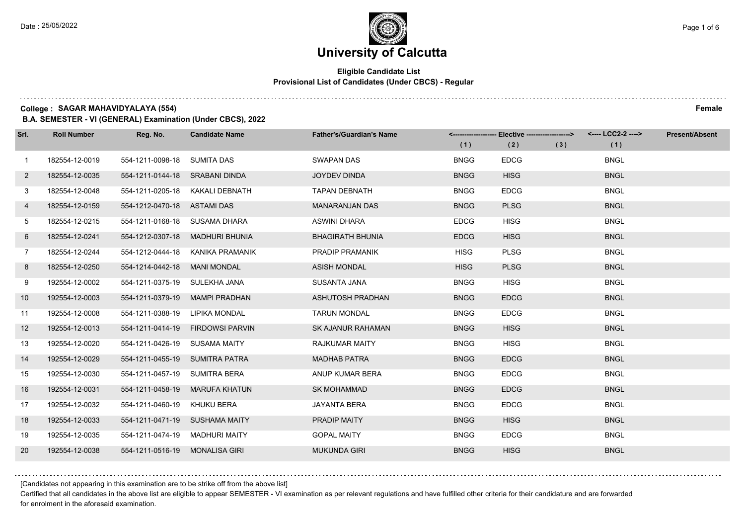Date : 25/05/2022

# University of Calcutta

**Eligible Candidate List**
**Provisional List of Candidates (Under CBCS) - Regular**

**College : SAGAR MAHAVIDYALAYA (554)** **Female**

**B.A. SEMESTER - VI (GENERAL) Examination (Under CBCS), 2022**

| Srl. | Roll Number | Reg. No. | Candidate Name | Father's/Guardian's Name | <------------------- Elective -------------------> | | | <---- LCC2-2 ----> | Present/Absent |
|---|---|---|---|---|---|---|---|---|---|
| | | | | | (1) | (2) | (3) | (1) | |
| 1 | 182554-12-0019 | 554-1211-0098-18 | SUMITA DAS | SWAPAN DAS | BNGG | EDCG | | BNGL | |
| 2 | 182554-12-0035 | 554-1211-0144-18 | SRABANI DINDA | JOYDEV DINDA | BNGG | HISG | | BNGL | |
| 3 | 182554-12-0048 | 554-1211-0205-18 | KAKALI DEBNATH | TAPAN DEBNATH | BNGG | EDCG | | BNGL | |
| 4 | 182554-12-0159 | 554-1212-0470-18 | ASTAMI DAS | MANARANJAN DAS | BNGG | PLSG | | BNGL | |
| 5 | 182554-12-0215 | 554-1211-0168-18 | SUSAMA DHARA | ASWINI DHARA | EDCG | HISG | | BNGL | |
| 6 | 182554-12-0241 | 554-1212-0307-18 | MADHURI BHUNIA | BHAGIRATH BHUNIA | EDCG | HISG | | BNGL | |
| 7 | 182554-12-0244 | 554-1212-0444-18 | KANIKA PRAMANIK | PRADIP PRAMANIK | HISG | PLSG | | BNGL | |
| 8 | 182554-12-0250 | 554-1214-0442-18 | MANI MONDAL | ASISH MONDAL | HISG | PLSG | | BNGL | |
| 9 | 192554-12-0002 | 554-1211-0375-19 | SULEKHA JANA | SUSANTA JANA | BNGG | HISG | | BNGL | |
| 10 | 192554-12-0003 | 554-1211-0379-19 | MAMPI PRADHAN | ASHUTOSH PRADHAN | BNGG | EDCG | | BNGL | |
| 11 | 192554-12-0008 | 554-1211-0388-19 | LIPIKA MONDAL | TARUN MONDAL | BNGG | EDCG | | BNGL | |
| 12 | 192554-12-0013 | 554-1211-0414-19 | FIRDOWSI PARVIN | SK AJANUR RAHAMAN | BNGG | HISG | | BNGL | |
| 13 | 192554-12-0020 | 554-1211-0426-19 | SUSAMA MAITY | RAJKUMAR MAITY | BNGG | HISG | | BNGL | |
| 14 | 192554-12-0029 | 554-1211-0455-19 | SUMITRA PATRA | MADHAB PATRA | BNGG | EDCG | | BNGL | |
| 15 | 192554-12-0030 | 554-1211-0457-19 | SUMITRA BERA | ANUP KUMAR BERA | BNGG | EDCG | | BNGL | |
| 16 | 192554-12-0031 | 554-1211-0458-19 | MARUFA KHATUN | SK MOHAMMAD | BNGG | EDCG | | BNGL | |
| 17 | 192554-12-0032 | 554-1211-0460-19 | KHUKU BERA | JAYANTA BERA | BNGG | EDCG | | BNGL | |
| 18 | 192554-12-0033 | 554-1211-0471-19 | SUSHAMA MAITY | PRADIP MAITY | BNGG | HISG | | BNGL | |
| 19 | 192554-12-0035 | 554-1211-0474-19 | MADHURI MAITY | GOPAL MAITY | BNGG | EDCG | | BNGL | |
| 20 | 192554-12-0038 | 554-1211-0516-19 | MONALISA GIRI | MUKUNDA GIRI | BNGG | HISG | | BNGL | |

[Candidates not appearing in this examination are to be strike off from the above list]

Certified that all candidates in the above list are eligible to appear SEMESTER - VI examination as per relevant regulations and have fulfilled other criteria for their candidature and are forwarded for enrolment in the aforesaid examination.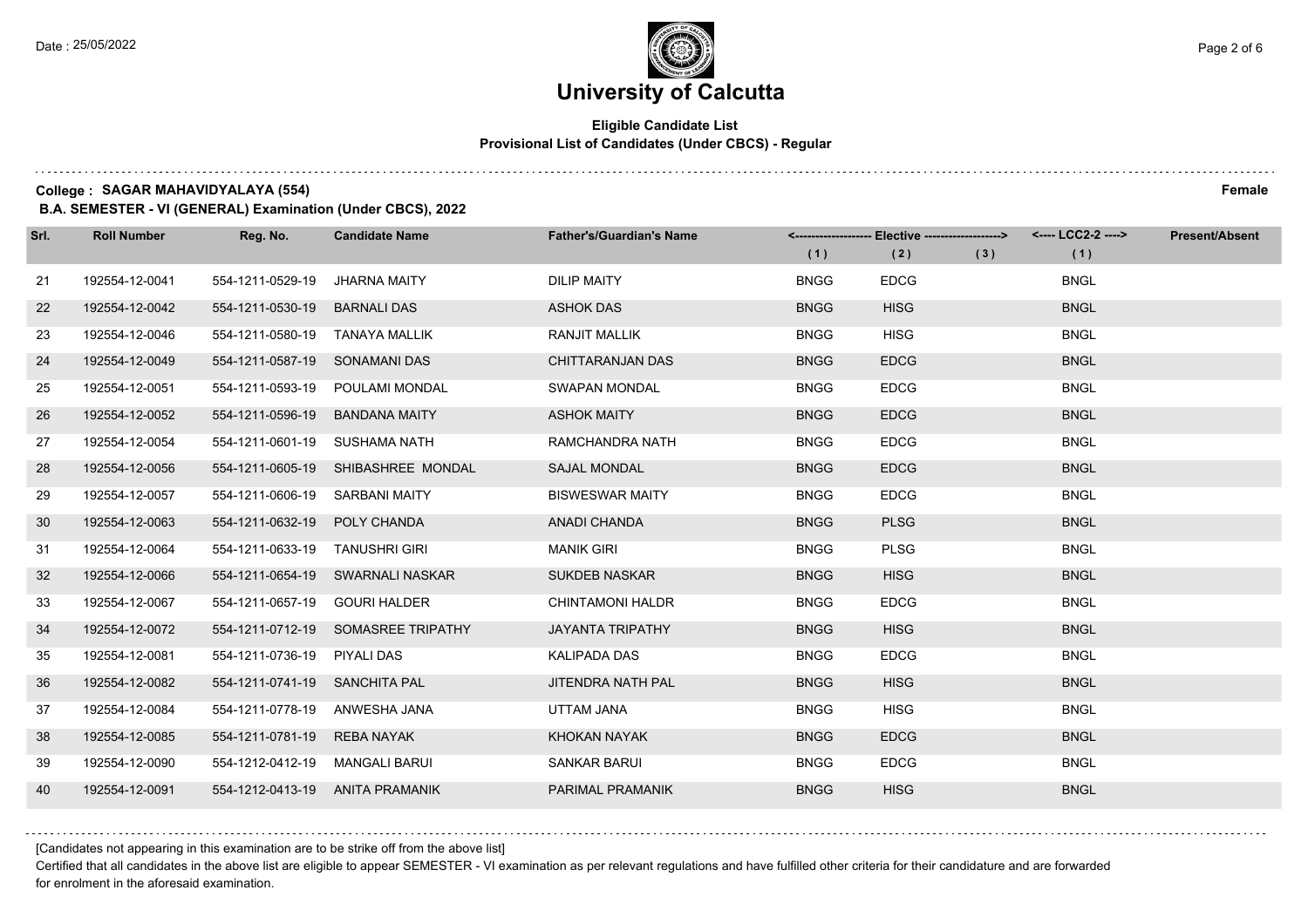# University of Calcutta

**Eligible Candidate List**
**Provisional List of Candidates (Under CBCS) - Regular**

**College : SAGAR MAHAVIDYALAYA (554)** **Female**

**B.A. SEMESTER - VI (GENERAL) Examination (Under CBCS), 2022**

| Srl. | Roll Number | Reg. No. | Candidate Name | Father's/Guardian's Name | Elective (1) | Elective (2) | Elective (3) | LCC2-2 (1) | Present/Absent |
|---|---|---|---|---|---|---|---|---|---|
| 21 | 192554-12-0041 | 554-1211-0529-19 | JHARNA MAITY | DILIP MAITY | BNGG | EDCG | | BNGL | |
| 22 | 192554-12-0042 | 554-1211-0530-19 | BARNALI DAS | ASHOK DAS | BNGG | HISG | | BNGL | |
| 23 | 192554-12-0046 | 554-1211-0580-19 | TANAYA MALLIK | RANJIT MALLIK | BNGG | HISG | | BNGL | |
| 24 | 192554-12-0049 | 554-1211-0587-19 | SONAMANI DAS | CHITTARANJAN DAS | BNGG | EDCG | | BNGL | |
| 25 | 192554-12-0051 | 554-1211-0593-19 | POULAMI MONDAL | SWAPAN MONDAL | BNGG | EDCG | | BNGL | |
| 26 | 192554-12-0052 | 554-1211-0596-19 | BANDANA MAITY | ASHOK MAITY | BNGG | EDCG | | BNGL | |
| 27 | 192554-12-0054 | 554-1211-0601-19 | SUSHAMA NATH | RAMCHANDRA NATH | BNGG | EDCG | | BNGL | |
| 28 | 192554-12-0056 | 554-1211-0605-19 | SHIBASHREE MONDAL | SAJAL MONDAL | BNGG | EDCG | | BNGL | |
| 29 | 192554-12-0057 | 554-1211-0606-19 | SARBANI MAITY | BISWESWAR MAITY | BNGG | EDCG | | BNGL | |
| 30 | 192554-12-0063 | 554-1211-0632-19 | POLY CHANDA | ANADI CHANDA | BNGG | PLSG | | BNGL | |
| 31 | 192554-12-0064 | 554-1211-0633-19 | TANUSHRI GIRI | MANIK GIRI | BNGG | PLSG | | BNGL | |
| 32 | 192554-12-0066 | 554-1211-0654-19 | SWARNALI NASKAR | SUKDEB NASKAR | BNGG | HISG | | BNGL | |
| 33 | 192554-12-0067 | 554-1211-0657-19 | GOURI HALDER | CHINTAMONI HALDR | BNGG | EDCG | | BNGL | |
| 34 | 192554-12-0072 | 554-1211-0712-19 | SOMASREE TRIPATHY | JAYANTA TRIPATHY | BNGG | HISG | | BNGL | |
| 35 | 192554-12-0081 | 554-1211-0736-19 | PIYALI DAS | KALIPADA DAS | BNGG | EDCG | | BNGL | |
| 36 | 192554-12-0082 | 554-1211-0741-19 | SANCHITA PAL | JITENDRA NATH PAL | BNGG | HISG | | BNGL | |
| 37 | 192554-12-0084 | 554-1211-0778-19 | ANWESHA JANA | UTTAM JANA | BNGG | HISG | | BNGL | |
| 38 | 192554-12-0085 | 554-1211-0781-19 | REBA NAYAK | KHOKAN NAYAK | BNGG | EDCG | | BNGL | |
| 39 | 192554-12-0090 | 554-1212-0412-19 | MANGALI BARUI | SANKAR BARUI | BNGG | EDCG | | BNGL | |
| 40 | 192554-12-0091 | 554-1212-0413-19 | ANITA PRAMANIK | PARIMAL PRAMANIK | BNGG | HISG | | BNGL | |

[Candidates not appearing in this examination are to be strike off from the above list]

Certified that all candidates in the above list are eligible to appear SEMESTER - VI examination as per relevant regulations and have fulfilled other criteria for their candidature and are forwarded for enrolment in the aforesaid examination.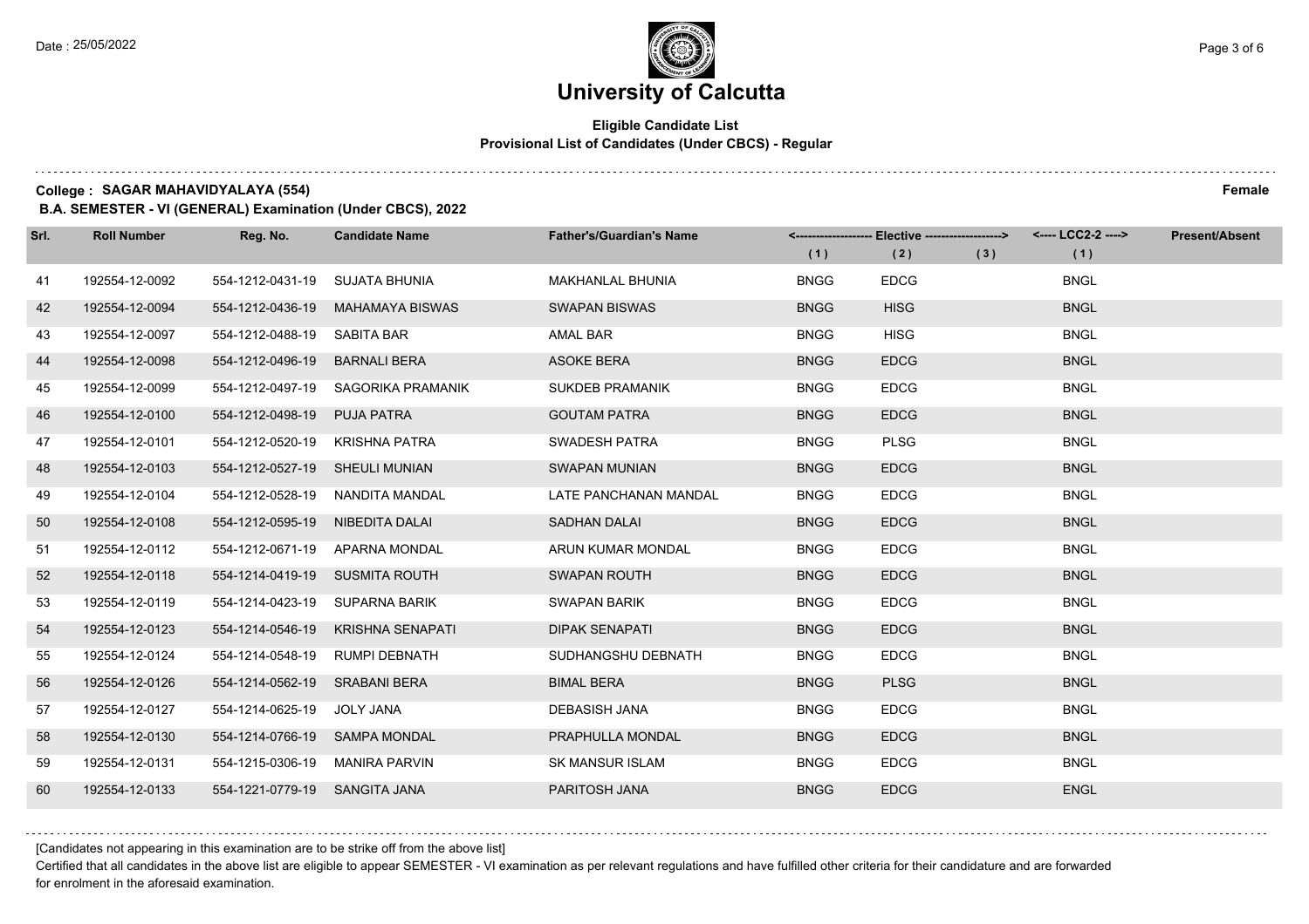# University of Calcutta

## Eligible Candidate List
### Provisional List of Candidates (Under CBCS) - Regular

**College : SAGAR MAHAVIDYALAYA (554)** **Female**

**B.A. SEMESTER - VI (GENERAL) Examination (Under CBCS), 2022**

| Srl. | Roll Number | Reg. No. | Candidate Name | Father's/Guardian's Name | Elective (1) | Elective (2) | Elective (3) | LCC2-2 (1) | Present/Absent |
|---|---|---|---|---|---|---|---|---|---|
| 41 | 192554-12-0092 | 554-1212-0431-19 | SUJATA BHUNIA | MAKHANLAL BHUNIA | BNGG | EDCG | | BNGL | |
| 42 | 192554-12-0094 | 554-1212-0436-19 | MAHAMAYA BISWAS | SWAPAN BISWAS | BNGG | HISG | | BNGL | |
| 43 | 192554-12-0097 | 554-1212-0488-19 | SABITA BAR | AMAL BAR | BNGG | HISG | | BNGL | |
| 44 | 192554-12-0098 | 554-1212-0496-19 | BARNALI BERA | ASOKE BERA | BNGG | EDCG | | BNGL | |
| 45 | 192554-12-0099 | 554-1212-0497-19 | SAGORIKA PRAMANIK | SUKDEB PRAMANIK | BNGG | EDCG | | BNGL | |
| 46 | 192554-12-0100 | 554-1212-0498-19 | PUJA PATRA | GOUTAM PATRA | BNGG | EDCG | | BNGL | |
| 47 | 192554-12-0101 | 554-1212-0520-19 | KRISHNA PATRA | SWADESH PATRA | BNGG | PLSG | | BNGL | |
| 48 | 192554-12-0103 | 554-1212-0527-19 | SHEULI MUNIAN | SWAPAN MUNIAN | BNGG | EDCG | | BNGL | |
| 49 | 192554-12-0104 | 554-1212-0528-19 | NANDITA MANDAL | LATE PANCHANAN MANDAL | BNGG | EDCG | | BNGL | |
| 50 | 192554-12-0108 | 554-1212-0595-19 | NIBEDITA DALAI | SADHAN DALAI | BNGG | EDCG | | BNGL | |
| 51 | 192554-12-0112 | 554-1212-0671-19 | APARNA MONDAL | ARUN KUMAR MONDAL | BNGG | EDCG | | BNGL | |
| 52 | 192554-12-0118 | 554-1214-0419-19 | SUSMITA ROUTH | SWAPAN ROUTH | BNGG | EDCG | | BNGL | |
| 53 | 192554-12-0119 | 554-1214-0423-19 | SUPARNA BARIK | SWAPAN BARIK | BNGG | EDCG | | BNGL | |
| 54 | 192554-12-0123 | 554-1214-0546-19 | KRISHNA SENAPATI | DIPAK SENAPATI | BNGG | EDCG | | BNGL | |
| 55 | 192554-12-0124 | 554-1214-0548-19 | RUMPI DEBNATH | SUDHANGSHU DEBNATH | BNGG | EDCG | | BNGL | |
| 56 | 192554-12-0126 | 554-1214-0562-19 | SRABANI BERA | BIMAL BERA | BNGG | PLSG | | BNGL | |
| 57 | 192554-12-0127 | 554-1214-0625-19 | JOLY JANA | DEBASISH JANA | BNGG | EDCG | | BNGL | |
| 58 | 192554-12-0130 | 554-1214-0766-19 | SAMPA MONDAL | PRAPHULLA MONDAL | BNGG | EDCG | | BNGL | |
| 59 | 192554-12-0131 | 554-1215-0306-19 | MANIRA PARVIN | SK MANSUR ISLAM | BNGG | EDCG | | BNGL | |
| 60 | 192554-12-0133 | 554-1221-0779-19 | SANGITA JANA | PARITOSH JANA | BNGG | EDCG | | ENGL | |

[Candidates not appearing in this examination are to be strike off from the above list]

Certified that all candidates in the above list are eligible to appear SEMESTER - VI examination as per relevant regulations and have fulfilled other criteria for their candidature and are forwarded for enrolment in the aforesaid examination.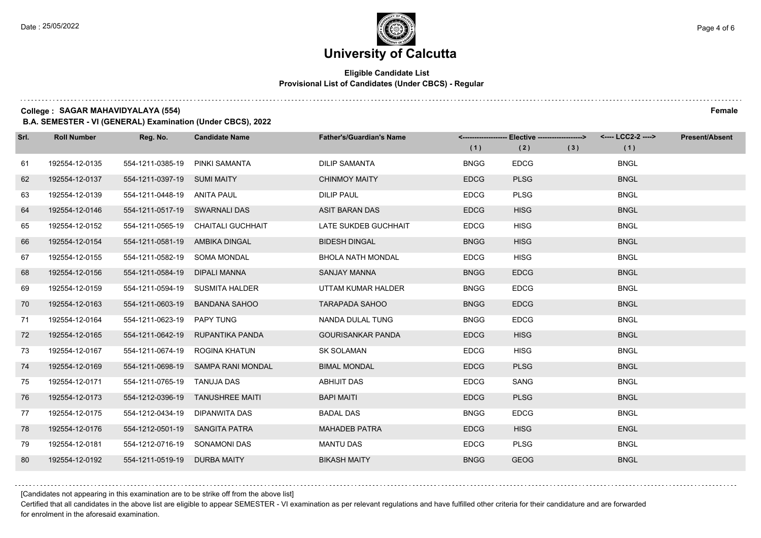# University of Calcutta

**Eligible Candidate List**
**Provisional List of Candidates (Under CBCS) - Regular**

**College : SAGAR MAHAVIDYALAYA (554)** **Female**

**B.A. SEMESTER - VI (GENERAL) Examination (Under CBCS), 2022**

| Srl. | Roll Number | Reg. No. | Candidate Name | Father's/Guardian's Name | Elective (1) | Elective (2) | Elective (3) | LCC2-2 (1) | Present/Absent |
|---|---|---|---|---|---|---|---|---|---|
| 61 | 192554-12-0135 | 554-1211-0385-19 | PINKI SAMANTA | DILIP SAMANTA | BNGG | EDCG | | BNGL | |
| 62 | 192554-12-0137 | 554-1211-0397-19 | SUMI MAITY | CHINMOY MAITY | EDCG | PLSG | | BNGL | |
| 63 | 192554-12-0139 | 554-1211-0448-19 | ANITA PAUL | DILIP PAUL | EDCG | PLSG | | BNGL | |
| 64 | 192554-12-0146 | 554-1211-0517-19 | SWARNALI DAS | ASIT BARAN DAS | EDCG | HISG | | BNGL | |
| 65 | 192554-12-0152 | 554-1211-0565-19 | CHAITALI GUCHHAIT | LATE SUKDEB GUCHHAIT | EDCG | HISG | | BNGL | |
| 66 | 192554-12-0154 | 554-1211-0581-19 | AMBIKA DINGAL | BIDESH DINGAL | BNGG | HISG | | BNGL | |
| 67 | 192554-12-0155 | 554-1211-0582-19 | SOMA MONDAL | BHOLA NATH MONDAL | EDCG | HISG | | BNGL | |
| 68 | 192554-12-0156 | 554-1211-0584-19 | DIPALI MANNA | SANJAY MANNA | BNGG | EDCG | | BNGL | |
| 69 | 192554-12-0159 | 554-1211-0594-19 | SUSMITA HALDER | UTTAM KUMAR HALDER | BNGG | EDCG | | BNGL | |
| 70 | 192554-12-0163 | 554-1211-0603-19 | BANDANA SAHOO | TARAPADA SAHOO | BNGG | EDCG | | BNGL | |
| 71 | 192554-12-0164 | 554-1211-0623-19 | PAPY TUNG | NANDA DULAL TUNG | BNGG | EDCG | | BNGL | |
| 72 | 192554-12-0165 | 554-1211-0642-19 | RUPANTIKA PANDA | GOURISANKAR PANDA | EDCG | HISG | | BNGL | |
| 73 | 192554-12-0167 | 554-1211-0674-19 | ROGINA KHATUN | SK SOLAMAN | EDCG | HISG | | BNGL | |
| 74 | 192554-12-0169 | 554-1211-0698-19 | SAMPA RANI MONDAL | BIMAL MONDAL | EDCG | PLSG | | BNGL | |
| 75 | 192554-12-0171 | 554-1211-0765-19 | TANUJA DAS | ABHIJIT DAS | EDCG | SANG | | BNGL | |
| 76 | 192554-12-0173 | 554-1212-0396-19 | TANUSHREE MAITI | BAPI MAITI | EDCG | PLSG | | BNGL | |
| 77 | 192554-12-0175 | 554-1212-0434-19 | DIPANWITA DAS | BADAL DAS | BNGG | EDCG | | BNGL | |
| 78 | 192554-12-0176 | 554-1212-0501-19 | SANGITA PATRA | MAHADEB PATRA | EDCG | HISG | | ENGL | |
| 79 | 192554-12-0181 | 554-1212-0716-19 | SONAMONI DAS | MANTU DAS | EDCG | PLSG | | BNGL | |
| 80 | 192554-12-0192 | 554-1211-0519-19 | DURBA MAITY | BIKASH MAITY | BNGG | GEOG | | BNGL | |

[Candidates not appearing in this examination are to be strike off from the above list]

Certified that all candidates in the above list are eligible to appear SEMESTER - VI examination as per relevant regulations and have fulfilled other criteria for their candidature and are forwarded for enrolment in the aforesaid examination.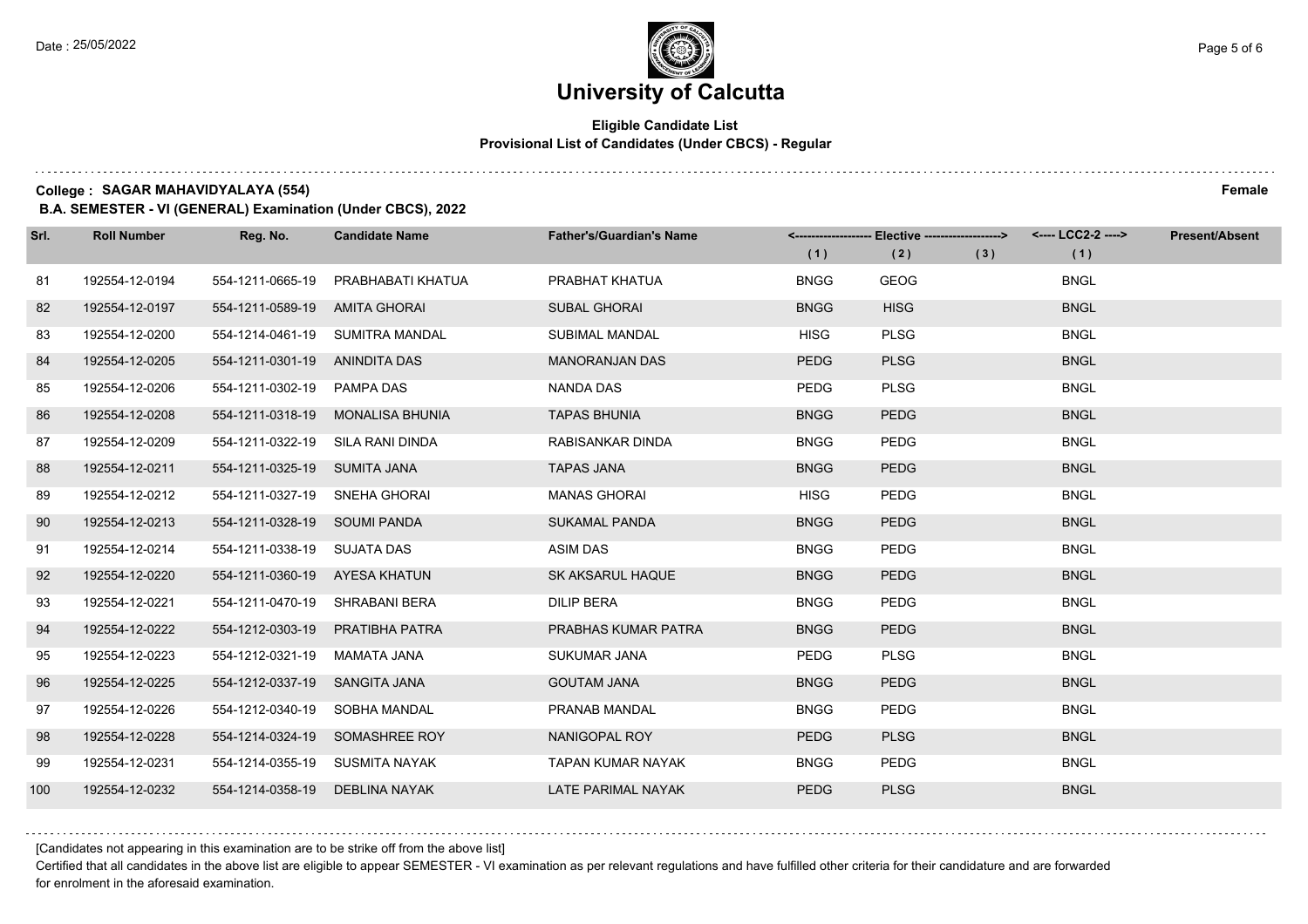# University of Calcutta

**Eligible Candidate List**
**Provisional List of Candidates (Under CBCS) - Regular**

**College : SAGAR MAHAVIDYALAYA (554)** — **Female**

**B.A. SEMESTER - VI (GENERAL) Examination (Under CBCS), 2022**

| Srl. | Roll Number | Reg. No. | Candidate Name | Father's/Guardian's Name | Elective (1) | Elective (2) | Elective (3) | LCC2-2 (1) | Present/Absent |
|---|---|---|---|---|---|---|---|---|---|
| 81 | 192554-12-0194 | 554-1211-0665-19 | PRABHABATI KHATUA | PRABHAT KHATUA | BNGG | GEOG | | BNGL | |
| 82 | 192554-12-0197 | 554-1211-0589-19 | AMITA GHORAI | SUBAL GHORAI | BNGG | HISG | | BNGL | |
| 83 | 192554-12-0200 | 554-1214-0461-19 | SUMITRA MANDAL | SUBIMAL MANDAL | HISG | PLSG | | BNGL | |
| 84 | 192554-12-0205 | 554-1211-0301-19 | ANINDITA DAS | MANORANJAN DAS | PEDG | PLSG | | BNGL | |
| 85 | 192554-12-0206 | 554-1211-0302-19 | PAMPA DAS | NANDA DAS | PEDG | PLSG | | BNGL | |
| 86 | 192554-12-0208 | 554-1211-0318-19 | MONALISA BHUNIA | TAPAS BHUNIA | BNGG | PEDG | | BNGL | |
| 87 | 192554-12-0209 | 554-1211-0322-19 | SILA RANI DINDA | RABISANKAR DINDA | BNGG | PEDG | | BNGL | |
| 88 | 192554-12-0211 | 554-1211-0325-19 | SUMITA JANA | TAPAS JANA | BNGG | PEDG | | BNGL | |
| 89 | 192554-12-0212 | 554-1211-0327-19 | SNEHA GHORAI | MANAS GHORAI | HISG | PEDG | | BNGL | |
| 90 | 192554-12-0213 | 554-1211-0328-19 | SOUMI PANDA | SUKAMAL PANDA | BNGG | PEDG | | BNGL | |
| 91 | 192554-12-0214 | 554-1211-0338-19 | SUJATA DAS | ASIM DAS | BNGG | PEDG | | BNGL | |
| 92 | 192554-12-0220 | 554-1211-0360-19 | AYESA KHATUN | SK AKSARUL HAQUE | BNGG | PEDG | | BNGL | |
| 93 | 192554-12-0221 | 554-1211-0470-19 | SHRABANI BERA | DILIP BERA | BNGG | PEDG | | BNGL | |
| 94 | 192554-12-0222 | 554-1212-0303-19 | PRATIBHA PATRA | PRABHAS KUMAR PATRA | BNGG | PEDG | | BNGL | |
| 95 | 192554-12-0223 | 554-1212-0321-19 | MAMATA JANA | SUKUMAR JANA | PEDG | PLSG | | BNGL | |
| 96 | 192554-12-0225 | 554-1212-0337-19 | SANGITA JANA | GOUTAM JANA | BNGG | PEDG | | BNGL | |
| 97 | 192554-12-0226 | 554-1212-0340-19 | SOBHA MANDAL | PRANAB MANDAL | BNGG | PEDG | | BNGL | |
| 98 | 192554-12-0228 | 554-1214-0324-19 | SOMASHREE ROY | NANIGOPAL ROY | PEDG | PLSG | | BNGL | |
| 99 | 192554-12-0231 | 554-1214-0355-19 | SUSMITA NAYAK | TAPAN KUMAR NAYAK | BNGG | PEDG | | BNGL | |
| 100 | 192554-12-0232 | 554-1214-0358-19 | DEBLINA NAYAK | LATE PARIMAL NAYAK | PEDG | PLSG | | BNGL | |

[Candidates not appearing in this examination are to be strike off from the above list]

Certified that all candidates in the above list are eligible to appear SEMESTER - VI examination as per relevant regulations and have fulfilled other criteria for their candidature and are forwarded for enrolment in the aforesaid examination.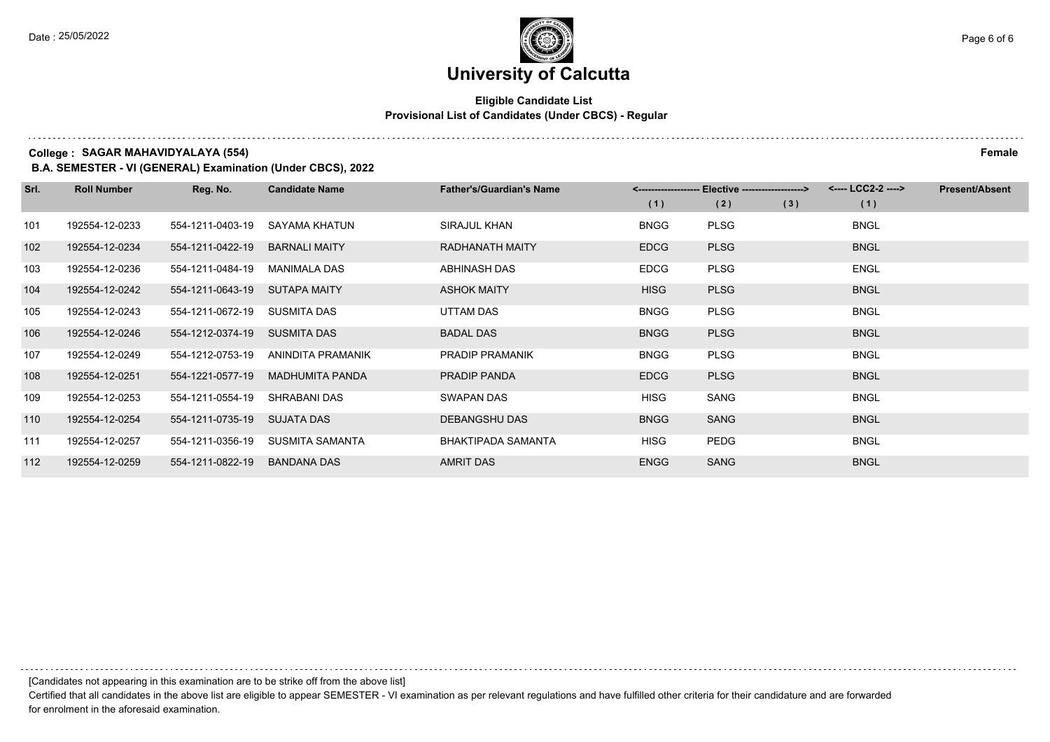# University of Calcutta

## Eligible Candidate List

### Provisional List of Candidates (Under CBCS) - Regular

**College : SAGAR MAHAVIDYALAYA (554)** **Female**

**B.A. SEMESTER - VI (GENERAL) Examination (Under CBCS), 2022**

| Srl. | Roll Number | Reg. No. | Candidate Name | Father's/Guardian's Name | <------------------- Elective -------------------> | | | <---- LCC2-2 ----> | Present/Absent |
|---|---|---|---|---|---|---|---|---|---|
| | | | | | (1) | (2) | (3) | (1) | |
| 101 | 192554-12-0233 | 554-1211-0403-19 | SAYAMA KHATUN | SIRAJUL KHAN | BNGG | PLSG | | BNGL | |
| 102 | 192554-12-0234 | 554-1211-0422-19 | BARNALI MAITY | RADHANATH MAITY | EDCG | PLSG | | BNGL | |
| 103 | 192554-12-0236 | 554-1211-0484-19 | MANIMALA DAS | ABHINASH DAS | EDCG | PLSG | | ENGL | |
| 104 | 192554-12-0242 | 554-1211-0643-19 | SUTAPA MAITY | ASHOK MAITY | HISG | PLSG | | BNGL | |
| 105 | 192554-12-0243 | 554-1211-0672-19 | SUSMITA DAS | UTTAM DAS | BNGG | PLSG | | BNGL | |
| 106 | 192554-12-0246 | 554-1212-0374-19 | SUSMITA DAS | BADAL DAS | BNGG | PLSG | | BNGL | |
| 107 | 192554-12-0249 | 554-1212-0753-19 | ANINDITA PRAMANIK | PRADIP PRAMANIK | BNGG | PLSG | | BNGL | |
| 108 | 192554-12-0251 | 554-1221-0577-19 | MADHUMITA PANDA | PRADIP PANDA | EDCG | PLSG | | BNGL | |
| 109 | 192554-12-0253 | 554-1211-0554-19 | SHRABANI DAS | SWAPAN DAS | HISG | SANG | | BNGL | |
| 110 | 192554-12-0254 | 554-1211-0735-19 | SUJATA DAS | DEBANGSHU DAS | BNGG | SANG | | BNGL | |
| 111 | 192554-12-0257 | 554-1211-0356-19 | SUSMITA SAMANTA | BHAKTIPADA SAMANTA | HISG | PEDG | | BNGL | |
| 112 | 192554-12-0259 | 554-1211-0822-19 | BANDANA DAS | AMRIT DAS | ENGG | SANG | | BNGL | |

[Candidates not appearing in this examination are to be strike off from the above list]

Certified that all candidates in the above list are eligible to appear SEMESTER - VI examination as per relevant regulations and have fulfilled other criteria for their candidature and are forwarded for enrolment in the aforesaid examination.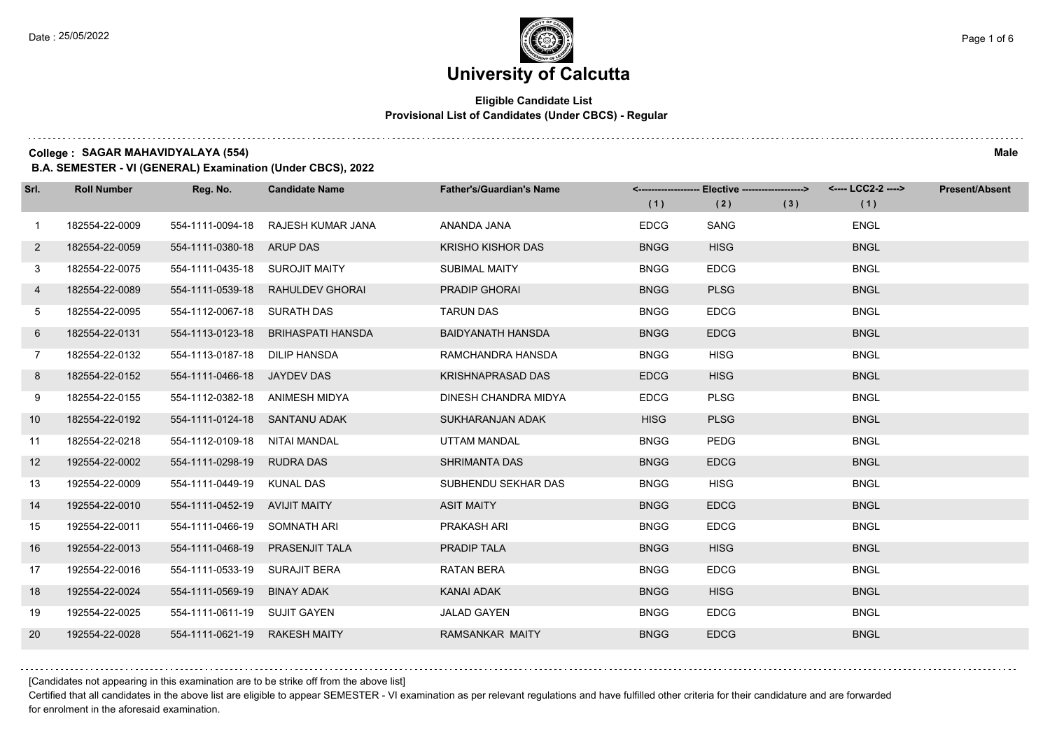# University of Calcutta

**Eligible Candidate List**
**Provisional List of Candidates (Under CBCS) - Regular**

**College : SAGAR MAHAVIDYALAYA (554)** **Male**

**B.A. SEMESTER - VI (GENERAL) Examination (Under CBCS), 2022**

| Srl. | Roll Number | Reg. No. | Candidate Name | Father's/Guardian's Name | Elective (1) | Elective (2) | Elective (3) | LCC2-2 (1) | Present/Absent |
|---|---|---|---|---|---|---|---|---|---|
| 1 | 182554-22-0009 | 554-1111-0094-18 | RAJESH KUMAR JANA | ANANDA JANA | EDCG | SANG | | ENGL | |
| 2 | 182554-22-0059 | 554-1111-0380-18 | ARUP DAS | KRISHO KISHOR DAS | BNGG | HISG | | BNGL | |
| 3 | 182554-22-0075 | 554-1111-0435-18 | SUROJIT MAITY | SUBIMAL MAITY | BNGG | EDCG | | BNGL | |
| 4 | 182554-22-0089 | 554-1111-0539-18 | RAHULDEV GHORAI | PRADIP GHORAI | BNGG | PLSG | | BNGL | |
| 5 | 182554-22-0095 | 554-1112-0067-18 | SURATH DAS | TARUN DAS | BNGG | EDCG | | BNGL | |
| 6 | 182554-22-0131 | 554-1113-0123-18 | BRIHASPATI HANSDA | BAIDYANATH HANSDA | BNGG | EDCG | | BNGL | |
| 7 | 182554-22-0132 | 554-1113-0187-18 | DILIP HANSDA | RAMCHANDRA HANSDA | BNGG | HISG | | BNGL | |
| 8 | 182554-22-0152 | 554-1111-0466-18 | JAYDEV DAS | KRISHNAPRASAD DAS | EDCG | HISG | | BNGL | |
| 9 | 182554-22-0155 | 554-1112-0382-18 | ANIMESH MIDYA | DINESH CHANDRA MIDYA | EDCG | PLSG | | BNGL | |
| 10 | 182554-22-0192 | 554-1111-0124-18 | SANTANU ADAK | SUKHARANJAN ADAK | HISG | PLSG | | BNGL | |
| 11 | 182554-22-0218 | 554-1112-0109-18 | NITAI MANDAL | UTTAM MANDAL | BNGG | PEDG | | BNGL | |
| 12 | 192554-22-0002 | 554-1111-0298-19 | RUDRA DAS | SHRIMANTA DAS | BNGG | EDCG | | BNGL | |
| 13 | 192554-22-0009 | 554-1111-0449-19 | KUNAL DAS | SUBHENDU SEKHAR DAS | BNGG | HISG | | BNGL | |
| 14 | 192554-22-0010 | 554-1111-0452-19 | AVIJIT MAITY | ASIT MAITY | BNGG | EDCG | | BNGL | |
| 15 | 192554-22-0011 | 554-1111-0466-19 | SOMNATH ARI | PRAKASH ARI | BNGG | EDCG | | BNGL | |
| 16 | 192554-22-0013 | 554-1111-0468-19 | PRASENJIT TALA | PRADIP TALA | BNGG | HISG | | BNGL | |
| 17 | 192554-22-0016 | 554-1111-0533-19 | SURAJIT BERA | RATAN BERA | BNGG | EDCG | | BNGL | |
| 18 | 192554-22-0024 | 554-1111-0569-19 | BINAY ADAK | KANAI ADAK | BNGG | HISG | | BNGL | |
| 19 | 192554-22-0025 | 554-1111-0611-19 | SUJIT GAYEN | JALAD GAYEN | BNGG | EDCG | | BNGL | |
| 20 | 192554-22-0028 | 554-1111-0621-19 | RAKESH MAITY | RAMSANKAR MAITY | BNGG | EDCG | | BNGL | |

[Candidates not appearing in this examination are to be strike off from the above list]

Certified that all candidates in the above list are eligible to appear SEMESTER - VI examination as per relevant regulations and have fulfilled other criteria for their candidature and are forwarded for enrolment in the aforesaid examination.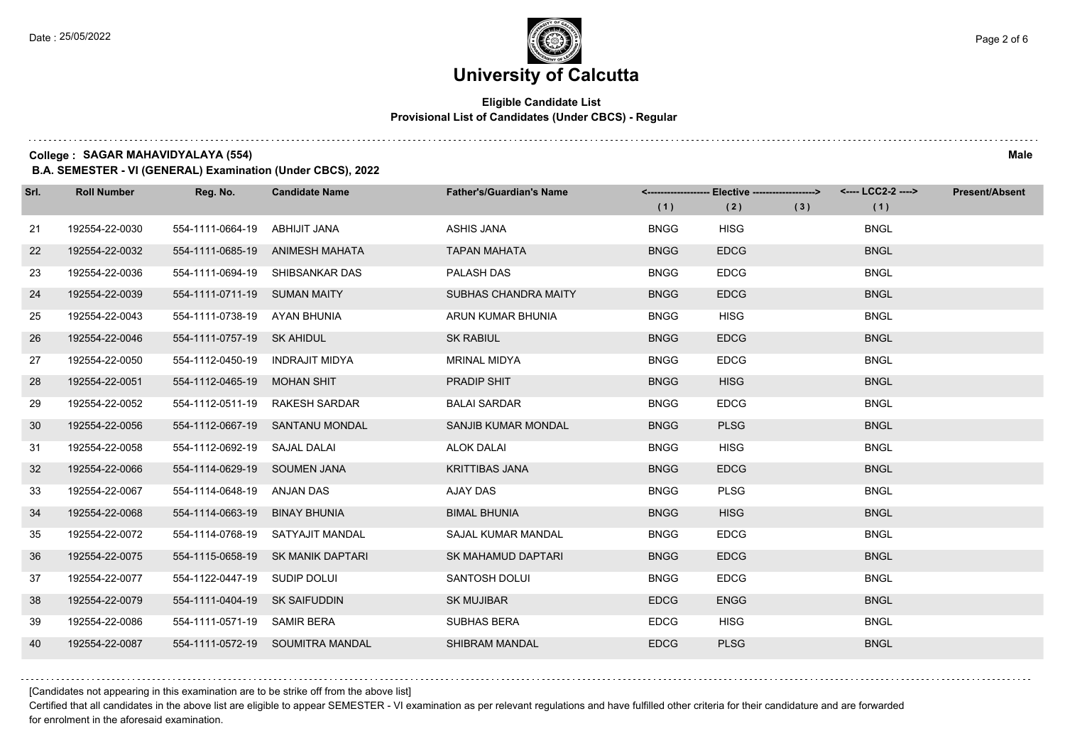# University of Calcutta

**Eligible Candidate List**
**Provisional List of Candidates (Under CBCS) - Regular**

**College : SAGAR MAHAVIDYALAYA (554)** **Male**

**B.A. SEMESTER - VI (GENERAL) Examination (Under CBCS), 2022**

| Srl. | Roll Number | Reg. No. | Candidate Name | Father's/Guardian's Name | <------------------ Elective ------------------> | | | <---- LCC2-2 ----> | Present/Absent |
|---|---|---|---|---|---|---|---|---|---|
| | | | | | (1) | (2) | (3) | (1) | |
| 21 | 192554-22-0030 | 554-1111-0664-19 | ABHIJIT JANA | ASHIS JANA | BNGG | HISG | | BNGL | |
| 22 | 192554-22-0032 | 554-1111-0685-19 | ANIMESH MAHATA | TAPAN MAHATA | BNGG | EDCG | | BNGL | |
| 23 | 192554-22-0036 | 554-1111-0694-19 | SHIBSANKAR DAS | PALASH DAS | BNGG | EDCG | | BNGL | |
| 24 | 192554-22-0039 | 554-1111-0711-19 | SUMAN MAITY | SUBHAS CHANDRA MAITY | BNGG | EDCG | | BNGL | |
| 25 | 192554-22-0043 | 554-1111-0738-19 | AYAN BHUNIA | ARUN KUMAR BHUNIA | BNGG | HISG | | BNGL | |
| 26 | 192554-22-0046 | 554-1111-0757-19 | SK AHIDUL | SK RABIUL | BNGG | EDCG | | BNGL | |
| 27 | 192554-22-0050 | 554-1112-0450-19 | INDRAJIT MIDYA | MRINAL MIDYA | BNGG | EDCG | | BNGL | |
| 28 | 192554-22-0051 | 554-1112-0465-19 | MOHAN SHIT | PRADIP SHIT | BNGG | HISG | | BNGL | |
| 29 | 192554-22-0052 | 554-1112-0511-19 | RAKESH SARDAR | BALAI SARDAR | BNGG | EDCG | | BNGL | |
| 30 | 192554-22-0056 | 554-1112-0667-19 | SANTANU MONDAL | SANJIB KUMAR MONDAL | BNGG | PLSG | | BNGL | |
| 31 | 192554-22-0058 | 554-1112-0692-19 | SAJAL DALAI | ALOK DALAI | BNGG | HISG | | BNGL | |
| 32 | 192554-22-0066 | 554-1114-0629-19 | SOUMEN JANA | KRITTIBAS JANA | BNGG | EDCG | | BNGL | |
| 33 | 192554-22-0067 | 554-1114-0648-19 | ANJAN DAS | AJAY DAS | BNGG | PLSG | | BNGL | |
| 34 | 192554-22-0068 | 554-1114-0663-19 | BINAY BHUNIA | BIMAL BHUNIA | BNGG | HISG | | BNGL | |
| 35 | 192554-22-0072 | 554-1114-0768-19 | SATYAJIT MANDAL | SAJAL KUMAR MANDAL | BNGG | EDCG | | BNGL | |
| 36 | 192554-22-0075 | 554-1115-0658-19 | SK MANIK DAPTARI | SK MAHAMUD DAPTARI | BNGG | EDCG | | BNGL | |
| 37 | 192554-22-0077 | 554-1122-0447-19 | SUDIP DOLUI | SANTOSH DOLUI | BNGG | EDCG | | BNGL | |
| 38 | 192554-22-0079 | 554-1111-0404-19 | SK SAIFUDDIN | SK MUJIBAR | EDCG | ENGG | | BNGL | |
| 39 | 192554-22-0086 | 554-1111-0571-19 | SAMIR BERA | SUBHAS BERA | EDCG | HISG | | BNGL | |
| 40 | 192554-22-0087 | 554-1111-0572-19 | SOUMITRA MANDAL | SHIBRAM MANDAL | EDCG | PLSG | | BNGL | |

[Candidates not appearing in this examination are to be strike off from the above list]

Certified that all candidates in the above list are eligible to appear SEMESTER - VI examination as per relevant regulations and have fulfilled other criteria for their candidature and are forwarded for enrolment in the aforesaid examination.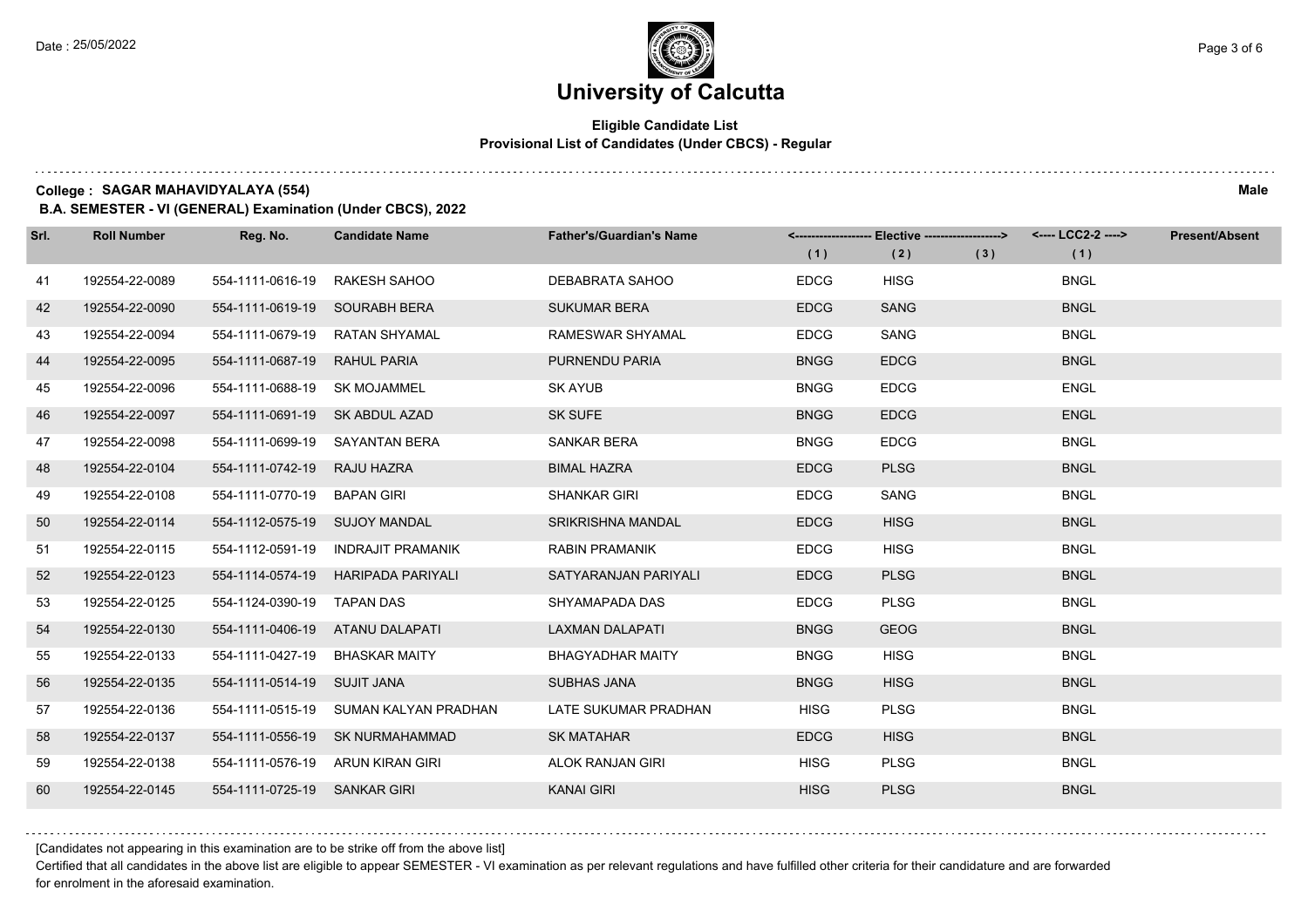# University of Calcutta

**Eligible Candidate List**
**Provisional List of Candidates (Under CBCS) - Regular**

**College : SAGAR MAHAVIDYALAYA (554)** **Male**

**B.A. SEMESTER - VI (GENERAL) Examination (Under CBCS), 2022**

| Srl. | Roll Number | Reg. No. | Candidate Name | Father's/Guardian's Name | <------ Elective ------> | | | <---- LCC2-2 ----> | Present/Absent |
|---|---|---|---|---|---|---|---|---|---|
| | | | | | (1) | (2) | (3) | (1) | |
| 41 | 192554-22-0089 | 554-1111-0616-19 | RAKESH SAHOO | DEBABRATA SAHOO | EDCG | HISG | | BNGL | |
| 42 | 192554-22-0090 | 554-1111-0619-19 | SOURABH BERA | SUKUMAR BERA | EDCG | SANG | | BNGL | |
| 43 | 192554-22-0094 | 554-1111-0679-19 | RATAN SHYAMAL | RAMESWAR SHYAMAL | EDCG | SANG | | BNGL | |
| 44 | 192554-22-0095 | 554-1111-0687-19 | RAHUL PARIA | PURNENDU PARIA | BNGG | EDCG | | BNGL | |
| 45 | 192554-22-0096 | 554-1111-0688-19 | SK MOJAMMEL | SK AYUB | BNGG | EDCG | | ENGL | |
| 46 | 192554-22-0097 | 554-1111-0691-19 | SK ABDUL AZAD | SK SUFE | BNGG | EDCG | | ENGL | |
| 47 | 192554-22-0098 | 554-1111-0699-19 | SAYANTAN BERA | SANKAR BERA | BNGG | EDCG | | BNGL | |
| 48 | 192554-22-0104 | 554-1111-0742-19 | RAJU HAZRA | BIMAL HAZRA | EDCG | PLSG | | BNGL | |
| 49 | 192554-22-0108 | 554-1111-0770-19 | BAPAN GIRI | SHANKAR GIRI | EDCG | SANG | | BNGL | |
| 50 | 192554-22-0114 | 554-1112-0575-19 | SUJOY MANDAL | SRIKRISHNA MANDAL | EDCG | HISG | | BNGL | |
| 51 | 192554-22-0115 | 554-1112-0591-19 | INDRAJIT PRAMANIK | RABIN PRAMANIK | EDCG | HISG | | BNGL | |
| 52 | 192554-22-0123 | 554-1114-0574-19 | HARIPADA PARIYALI | SATYARANJAN PARIYALI | EDCG | PLSG | | BNGL | |
| 53 | 192554-22-0125 | 554-1124-0390-19 | TAPAN DAS | SHYAMAPADA DAS | EDCG | PLSG | | BNGL | |
| 54 | 192554-22-0130 | 554-1111-0406-19 | ATANU DALAPATI | LAXMAN DALAPATI | BNGG | GEOG | | BNGL | |
| 55 | 192554-22-0133 | 554-1111-0427-19 | BHASKAR MAITY | BHAGYADHAR MAITY | BNGG | HISG | | BNGL | |
| 56 | 192554-22-0135 | 554-1111-0514-19 | SUJIT JANA | SUBHAS JANA | BNGG | HISG | | BNGL | |
| 57 | 192554-22-0136 | 554-1111-0515-19 | SUMAN KALYAN PRADHAN | LATE SUKUMAR PRADHAN | HISG | PLSG | | BNGL | |
| 58 | 192554-22-0137 | 554-1111-0556-19 | SK NURMAHAMMAD | SK MATAHAR | EDCG | HISG | | BNGL | |
| 59 | 192554-22-0138 | 554-1111-0576-19 | ARUN KIRAN GIRI | ALOK RANJAN GIRI | HISG | PLSG | | BNGL | |
| 60 | 192554-22-0145 | 554-1111-0725-19 | SANKAR GIRI | KANAI GIRI | HISG | PLSG | | BNGL | |

[Candidates not appearing in this examination are to be strike off from the above list]

Certified that all candidates in the above list are eligible to appear SEMESTER - VI examination as per relevant regulations and have fulfilled other criteria for their candidature and are forwarded for enrolment in the aforesaid examination.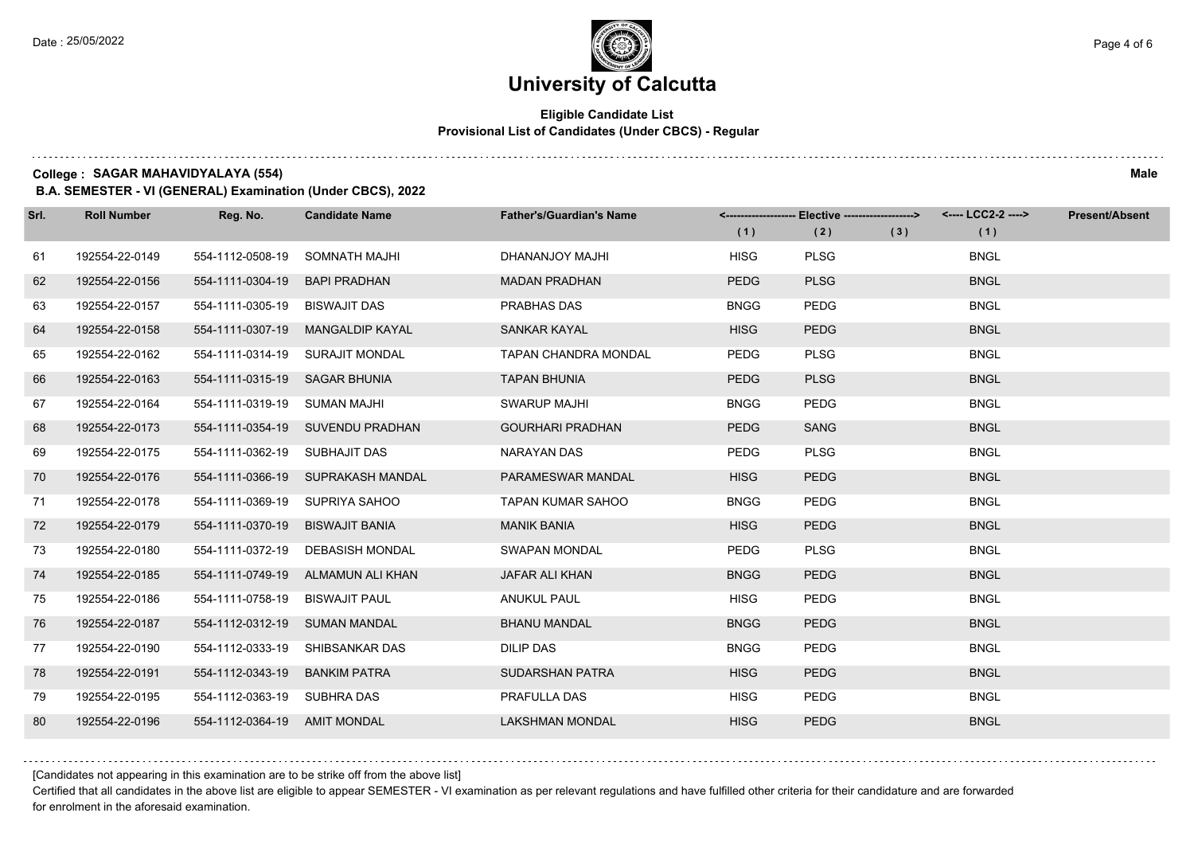# University of Calcutta

## Eligible Candidate List

### Provisional List of Candidates (Under CBCS) - Regular

**College : SAGAR MAHAVIDYALAYA (554)** **Male**

**B.A. SEMESTER - VI (GENERAL) Examination (Under CBCS), 2022**

| Srl. | Roll Number | Reg. No. | Candidate Name | Father's/Guardian's Name | <------------------ Elective ------------------> | | | <---- LCC2-2 ----> | Present/Absent |
|---|---|---|---|---|---|---|---|---|---|
| | | | | | (1) | (2) | (3) | (1) | |
| 61 | 192554-22-0149 | 554-1112-0508-19 | SOMNATH MAJHI | DHANANJOY MAJHI | HISG | PLSG | | BNGL | |
| 62 | 192554-22-0156 | 554-1111-0304-19 | BAPI PRADHAN | MADAN PRADHAN | PEDG | PLSG | | BNGL | |
| 63 | 192554-22-0157 | 554-1111-0305-19 | BISWAJIT DAS | PRABHAS DAS | BNGG | PEDG | | BNGL | |
| 64 | 192554-22-0158 | 554-1111-0307-19 | MANGALDIP KAYAL | SANKAR KAYAL | HISG | PEDG | | BNGL | |
| 65 | 192554-22-0162 | 554-1111-0314-19 | SURAJIT MONDAL | TAPAN CHANDRA MONDAL | PEDG | PLSG | | BNGL | |
| 66 | 192554-22-0163 | 554-1111-0315-19 | SAGAR BHUNIA | TAPAN BHUNIA | PEDG | PLSG | | BNGL | |
| 67 | 192554-22-0164 | 554-1111-0319-19 | SUMAN MAJHI | SWARUP MAJHI | BNGG | PEDG | | BNGL | |
| 68 | 192554-22-0173 | 554-1111-0354-19 | SUVENDU PRADHAN | GOURHARI PRADHAN | PEDG | SANG | | BNGL | |
| 69 | 192554-22-0175 | 554-1111-0362-19 | SUBHAJIT DAS | NARAYAN DAS | PEDG | PLSG | | BNGL | |
| 70 | 192554-22-0176 | 554-1111-0366-19 | SUPRAKASH MANDAL | PARAMESWAR MANDAL | HISG | PEDG | | BNGL | |
| 71 | 192554-22-0178 | 554-1111-0369-19 | SUPRIYA SAHOO | TAPAN KUMAR SAHOO | BNGG | PEDG | | BNGL | |
| 72 | 192554-22-0179 | 554-1111-0370-19 | BISWAJIT BANIA | MANIK BANIA | HISG | PEDG | | BNGL | |
| 73 | 192554-22-0180 | 554-1111-0372-19 | DEBASISH MONDAL | SWAPAN MONDAL | PEDG | PLSG | | BNGL | |
| 74 | 192554-22-0185 | 554-1111-0749-19 | ALMAMUN ALI KHAN | JAFAR ALI KHAN | BNGG | PEDG | | BNGL | |
| 75 | 192554-22-0186 | 554-1111-0758-19 | BISWAJIT PAUL | ANUKUL PAUL | HISG | PEDG | | BNGL | |
| 76 | 192554-22-0187 | 554-1112-0312-19 | SUMAN MANDAL | BHANU MANDAL | BNGG | PEDG | | BNGL | |
| 77 | 192554-22-0190 | 554-1112-0333-19 | SHIBSANKAR DAS | DILIP DAS | BNGG | PEDG | | BNGL | |
| 78 | 192554-22-0191 | 554-1112-0343-19 | BANKIM PATRA | SUDARSHAN PATRA | HISG | PEDG | | BNGL | |
| 79 | 192554-22-0195 | 554-1112-0363-19 | SUBHRA DAS | PRAFULLA DAS | HISG | PEDG | | BNGL | |
| 80 | 192554-22-0196 | 554-1112-0364-19 | AMIT MONDAL | LAKSHMAN MONDAL | HISG | PEDG | | BNGL | |

[Candidates not appearing in this examination are to be strike off from the above list]

Certified that all candidates in the above list are eligible to appear SEMESTER - VI examination as per relevant regulations and have fulfilled other criteria for their candidature and are forwarded for enrolment in the aforesaid examination.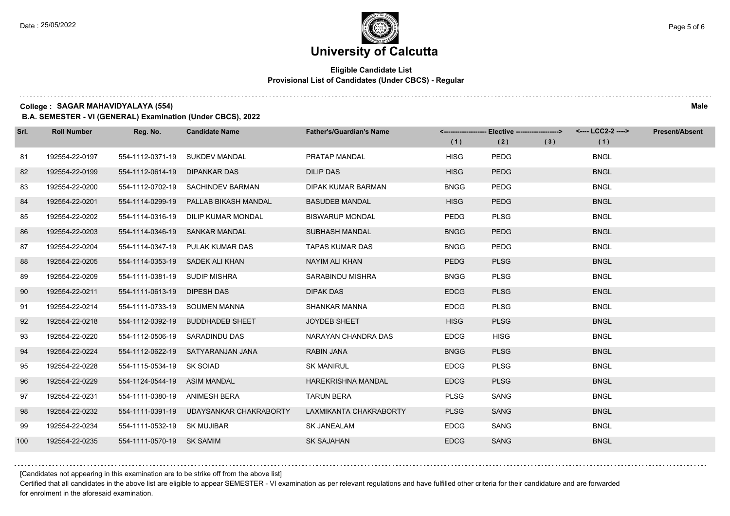# University of Calcutta

**Eligible Candidate List**
**Provisional List of Candidates (Under CBCS) - Regular**

**College : SAGAR MAHAVIDYALAYA (554)** **Male**

**B.A. SEMESTER - VI (GENERAL) Examination (Under CBCS), 2022**

| Srl. | Roll Number | Reg. No. | Candidate Name | Father's/Guardian's Name | <------------------ Elective ------------------> | | | <---- LCC2-2 ----> | Present/Absent |
|---|---|---|---|---|---|---|---|---|---|
| | | | | | (1) | (2) | (3) | (1) | |
| 81 | 192554-22-0197 | 554-1112-0371-19 | SUKDEV MANDAL | PRATAP MANDAL | HISG | PEDG | | BNGL | |
| 82 | 192554-22-0199 | 554-1112-0614-19 | DIPANKAR DAS | DILIP DAS | HISG | PEDG | | BNGL | |
| 83 | 192554-22-0200 | 554-1112-0702-19 | SACHINDEV BARMAN | DIPAK KUMAR BARMAN | BNGG | PEDG | | BNGL | |
| 84 | 192554-22-0201 | 554-1114-0299-19 | PALLAB BIKASH MANDAL | BASUDEB MANDAL | HISG | PEDG | | BNGL | |
| 85 | 192554-22-0202 | 554-1114-0316-19 | DILIP KUMAR MONDAL | BISWARUP MONDAL | PEDG | PLSG | | BNGL | |
| 86 | 192554-22-0203 | 554-1114-0346-19 | SANKAR MANDAL | SUBHASH MANDAL | BNGG | PEDG | | BNGL | |
| 87 | 192554-22-0204 | 554-1114-0347-19 | PULAK KUMAR DAS | TAPAS KUMAR DAS | BNGG | PEDG | | BNGL | |
| 88 | 192554-22-0205 | 554-1114-0353-19 | SADEK ALI KHAN | NAYIM ALI KHAN | PEDG | PLSG | | BNGL | |
| 89 | 192554-22-0209 | 554-1111-0381-19 | SUDIP MISHRA | SARABINDU MISHRA | BNGG | PLSG | | BNGL | |
| 90 | 192554-22-0211 | 554-1111-0613-19 | DIPESH DAS | DIPAK DAS | EDCG | PLSG | | ENGL | |
| 91 | 192554-22-0214 | 554-1111-0733-19 | SOUMEN MANNA | SHANKAR MANNA | EDCG | PLSG | | BNGL | |
| 92 | 192554-22-0218 | 554-1112-0392-19 | BUDDHADEB SHEET | JOYDEB SHEET | HISG | PLSG | | BNGL | |
| 93 | 192554-22-0220 | 554-1112-0506-19 | SARADINDU DAS | NARAYAN CHANDRA DAS | EDCG | HISG | | BNGL | |
| 94 | 192554-22-0224 | 554-1112-0622-19 | SATYARANJAN JANA | RABIN JANA | BNGG | PLSG | | BNGL | |
| 95 | 192554-22-0228 | 554-1115-0534-19 | SK SOIAD | SK MANIRUL | EDCG | PLSG | | BNGL | |
| 96 | 192554-22-0229 | 554-1124-0544-19 | ASIM MANDAL | HAREKRISHNA MANDAL | EDCG | PLSG | | BNGL | |
| 97 | 192554-22-0231 | 554-1111-0380-19 | ANIMESH BERA | TARUN BERA | PLSG | SANG | | BNGL | |
| 98 | 192554-22-0232 | 554-1111-0391-19 | UDAYSANKAR CHAKRABORTY | LAXMIKANTA CHAKRABORTY | PLSG | SANG | | BNGL | |
| 99 | 192554-22-0234 | 554-1111-0532-19 | SK MUJIBAR | SK JANEALAM | EDCG | SANG | | BNGL | |
| 100 | 192554-22-0235 | 554-1111-0570-19 | SK SAMIM | SK SAJAHAN | EDCG | SANG | | BNGL | |

[Candidates not appearing in this examination are to be strike off from the above list]

Certified that all candidates in the above list are eligible to appear SEMESTER - VI examination as per relevant regulations and have fulfilled other criteria for their candidature and are forwarded for enrolment in the aforesaid examination.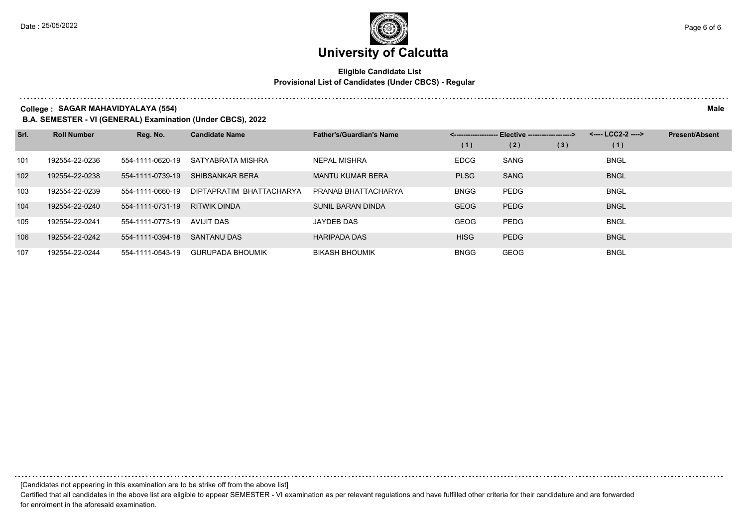# University of Calcutta

**Eligible Candidate List**
**Provisional List of Candidates (Under CBCS) - Regular**

**College : SAGAR MAHAVIDYALAYA (554)** **Male**

**B.A. SEMESTER - VI (GENERAL) Examination (Under CBCS), 2022**

| Srl. | Roll Number | Reg. No. | Candidate Name | Father's/Guardian's Name | Elective (1) | Elective (2) | Elective (3) | LCC2-2 (1) | Present/Absent |
|---|---|---|---|---|---|---|---|---|---|
| 101 | 192554-22-0236 | 554-1111-0620-19 | SATYABRATA MISHRA | NEPAL MISHRA | EDCG | SANG | | BNGL | |
| 102 | 192554-22-0238 | 554-1111-0739-19 | SHIBSANKAR BERA | MANTU KUMAR BERA | PLSG | SANG | | BNGL | |
| 103 | 192554-22-0239 | 554-1111-0660-19 | DIPTAPRATIM BHATTACHARYA | PRANAB BHATTACHARYA | BNGG | PEDG | | BNGL | |
| 104 | 192554-22-0240 | 554-1111-0731-19 | RITWIK DINDA | SUNIL BARAN DINDA | GEOG | PEDG | | BNGL | |
| 105 | 192554-22-0241 | 554-1111-0773-19 | AVIJIT DAS | JAYDEB DAS | GEOG | PEDG | | BNGL | |
| 106 | 192554-22-0242 | 554-1111-0394-18 | SANTANU DAS | HARIPADA DAS | HISG | PEDG | | BNGL | |
| 107 | 192554-22-0244 | 554-1111-0543-19 | GURUPADA BHOUMIK | BIKASH BHOUMIK | BNGG | GEOG | | BNGL | |

[Candidates not appearing in this examination are to be strike off from the above list]

Certified that all candidates in the above list are eligible to appear SEMESTER - VI examination as per relevant regulations and have fulfilled other criteria for their candidature and are forwarded for enrolment in the aforesaid examination.